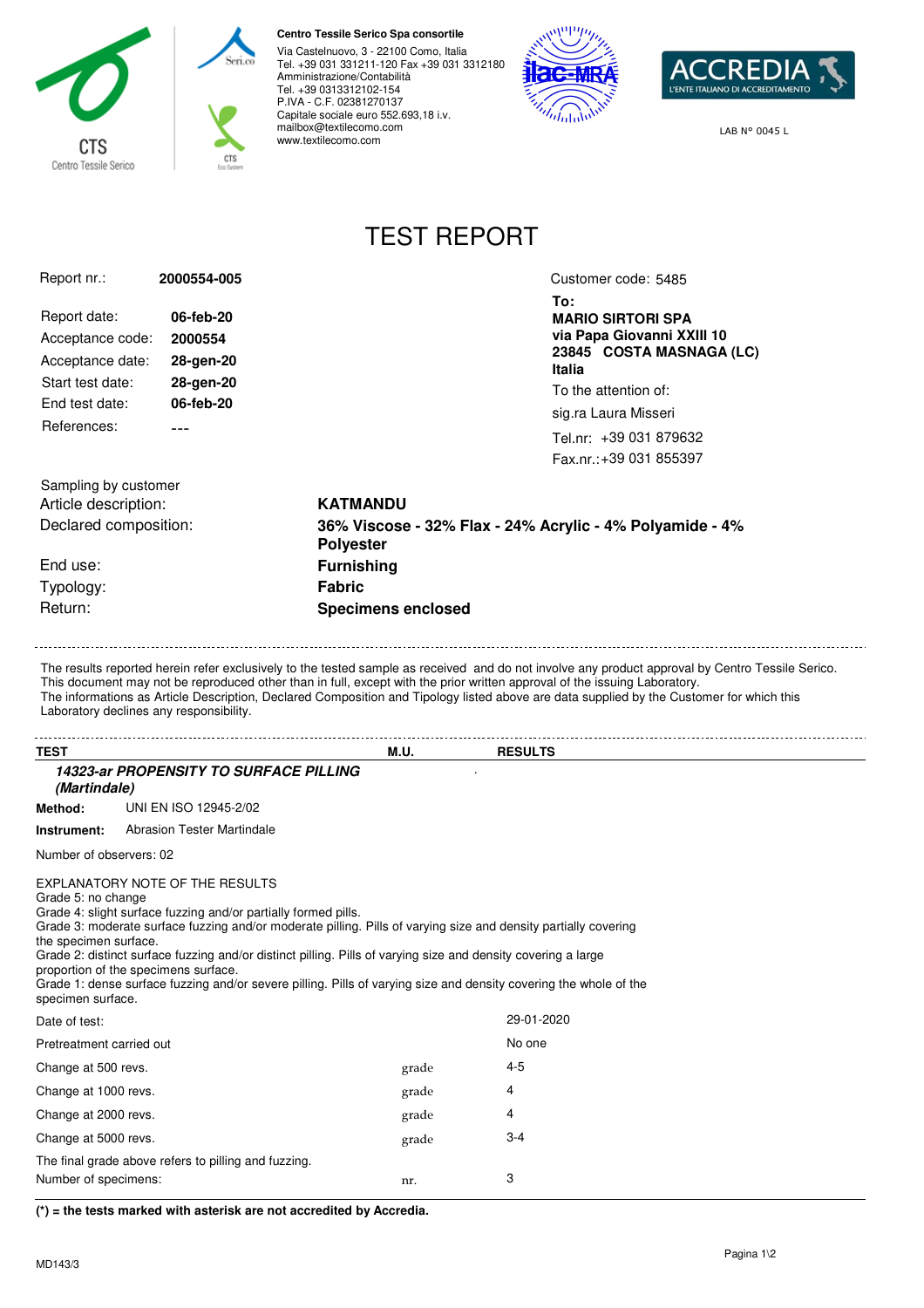**Centro Tessile Serico Spa consortile**
Via Castelnuovo, 3 - 22100 Como, Italia
Tel. +39 031 331211-120 Fax +39 031 3312180
Amministrazione/Contabilità
Tel. +39 0313312102-154
P.IVA - C.F. 02381270137
Capitale sociale euro 552.693,18 i.v.
mailbox@textilecomo.com
www.textilecomo.com

LAB N° 0045 L

# TEST REPORT

Report nr.: **2000554-005**

Customer code: 5485

| | |
|---|---|
| Report date: | **06-feb-20** |
| Acceptance code: | **2000554** |
| Acceptance date: | **28-gen-20** |
| Start test date: | **28-gen-20** |
| End test date: | **06-feb-20** |
| References: | --- |

**To:**
**MARIO SIRTORI SPA**
**via Papa Giovanni XXIII 10**
**23845 COSTA MASNAGA (LC)**
**Italia**
To the attention of:
sig.ra Laura Misseri
Tel.nr: +39 031 879632
Fax.nr.:+39 031 855397

Sampling by customer

| | |
|---|---|
| Article description: | **KATMANDU** |
| Declared composition: | **36% Viscose - 32% Flax - 24% Acrylic - 4% Polyamide - 4% Polyester** |
| End use: | **Furnishing** |
| Typology: | **Fabric** |
| Return: | **Specimens enclosed** |

---

The results reported herein refer exclusively to the tested sample as received and do not involve any product approval by Centro Tessile Serico.
This document may not be reproduced other than in full, except with the prior written approval of the issuing Laboratory.
The informations as Article Description, Declared Composition and Tipology listed above are data supplied by the Customer for which this Laboratory declines any responsibility.

---

| TEST | M.U. | RESULTS |
|---|---|---|

***14323-ar PROPENSITY TO SURFACE PILLING (Martindale)***

**Method:** UNI EN ISO 12945-2/02

**Instrument:** Abrasion Tester Martindale

Number of observers: 02

EXPLANATORY NOTE OF THE RESULTS
Grade 5: no change
Grade 4: slight surface fuzzing and/or partially formed pills.
Grade 3: moderate surface fuzzing and/or moderate pilling. Pills of varying size and density partially covering the specimen surface.
Grade 2: distinct surface fuzzing and/or distinct pilling. Pills of varying size and density covering a large proportion of the specimens surface.
Grade 1: dense surface fuzzing and/or severe pilling. Pills of varying size and density covering the whole of the specimen surface.

| | M.U. | RESULTS |
|---|---|---|
| Date of test: | | 29-01-2020 |
| Pretreatment carried out | | No one |
| Change at 500 revs. | grade | 4-5 |
| Change at 1000 revs. | grade | 4 |
| Change at 2000 revs. | grade | 4 |
| Change at 5000 revs. | grade | 3-4 |
| The final grade above refers to pilling and fuzzing. | | |
| Number of specimens: | nr. | 3 |

**(*) = the tests marked with asterisk are not accredited by Accredia.**

MD143/3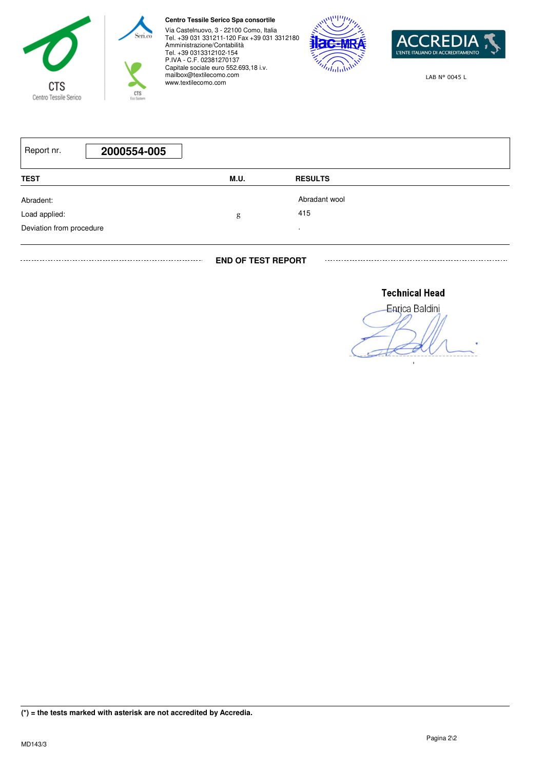**Centro Tessile Serico Spa consortile**
Via Castelnuovo, 3 - 22100 Como, Italia
Tel. +39 031 331211-120 Fax +39 031 3312180
Amministrazione/Contabilità
Tel. +39 0313312102-154
P.IVA - C.F. 02381270137
Capitale sociale euro 552.693,18 i.v.
mailbox@textilecomo.com
www.textilecomo.com

LAB N° 0045 L

| Report nr. | **2000554-005** |
|---|---|

| TEST | M.U. | RESULTS |
|---|---|---|
| Abradent: | | Abradant wool |
| Load applied: | g | 415 |
| Deviation from procedure | | . |

**END OF TEST REPORT**

**Technical Head**
Enrica Baldini

**(*) = the tests marked with asterisk are not accredited by Accredia.**

MD143/3